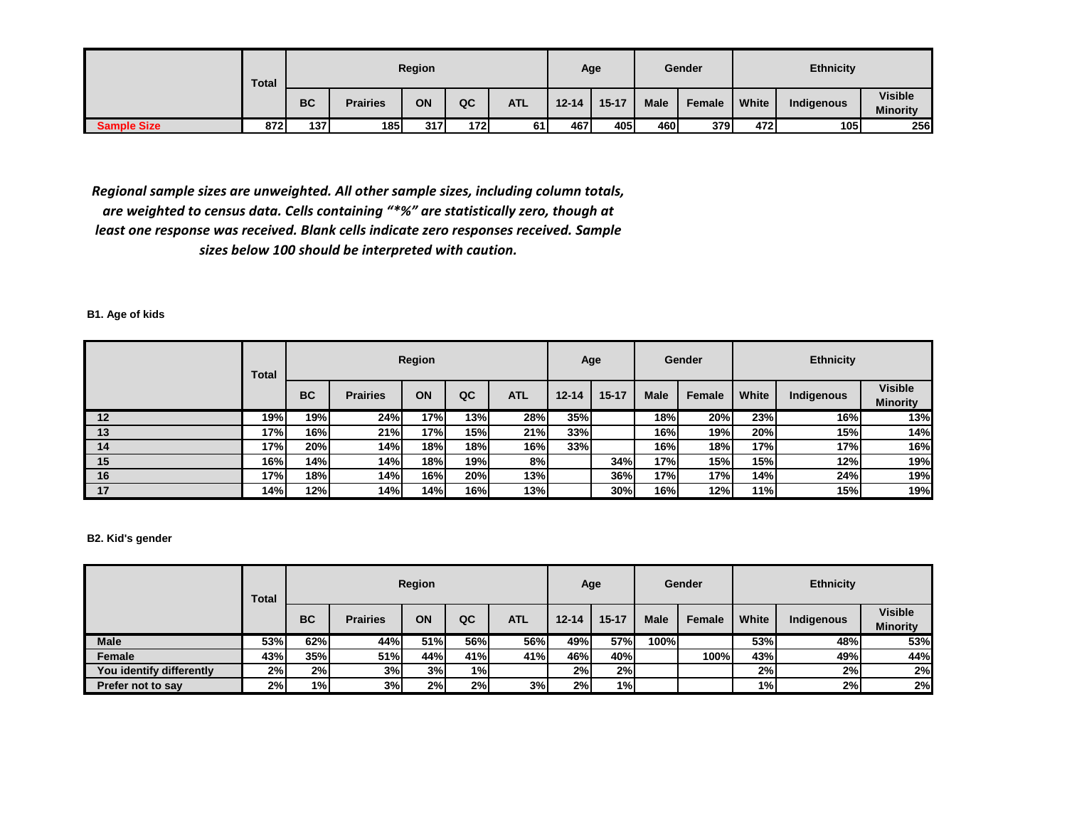| | Total | Region | | | | | Age | | Gender | | Ethnicity | | |
|---|---|---|---|---|---|---|---|---|---|---|---|---|---|
| | | BC | Prairies | ON | QC | ATL | 12-14 | 15-17 | Male | Female | White | Indigenous | Visible Minority |
| Sample Size | 872 | 137 | 185 | 317 | 172 | 61 | 467 | 405 | 460 | 379 | 472 | 105 | 256 |

*Regional sample sizes are unweighted. All other sample sizes, including column totals, are weighted to census data. Cells containing "*%" are statistically zero, though at least one response was received. Blank cells indicate zero responses received. Sample sizes below 100 should be interpreted with caution.*

**B1. Age of kids**

| | Total | Region | | | | | Age | | Gender | | Ethnicity | | |
|---|---|---|---|---|---|---|---|---|---|---|---|---|---|
| | | BC | Prairies | ON | QC | ATL | 12-14 | 15-17 | Male | Female | White | Indigenous | Visible Minority |
| 12 | 19% | 19% | 24% | 17% | 13% | 28% | 35% | | 18% | 20% | 23% | 16% | 13% |
| 13 | 17% | 16% | 21% | 17% | 15% | 21% | 33% | | 16% | 19% | 20% | 15% | 14% |
| 14 | 17% | 20% | 14% | 18% | 18% | 16% | 33% | | 16% | 18% | 17% | 17% | 16% |
| 15 | 16% | 14% | 14% | 18% | 19% | 8% | | 34% | 17% | 15% | 15% | 12% | 19% |
| 16 | 17% | 18% | 14% | 16% | 20% | 13% | | 36% | 17% | 17% | 14% | 24% | 19% |
| 17 | 14% | 12% | 14% | 14% | 16% | 13% | | 30% | 16% | 12% | 11% | 15% | 19% |

**B2. Kid's gender**

| | Total | Region | | | | | Age | | Gender | | Ethnicity | | |
|---|---|---|---|---|---|---|---|---|---|---|---|---|---|
| | | BC | Prairies | ON | QC | ATL | 12-14 | 15-17 | Male | Female | White | Indigenous | Visible Minority |
| Male | 53% | 62% | 44% | 51% | 56% | 56% | 49% | 57% | 100% | | 53% | 48% | 53% |
| Female | 43% | 35% | 51% | 44% | 41% | 41% | 46% | 40% | | 100% | 43% | 49% | 44% |
| You identify differently | 2% | 2% | 3% | 3% | 1% | | 2% | 2% | | | 2% | 2% | 2% |
| Prefer not to say | 2% | 1% | 3% | 2% | 2% | 3% | 2% | 1% | | | 1% | 2% | 2% |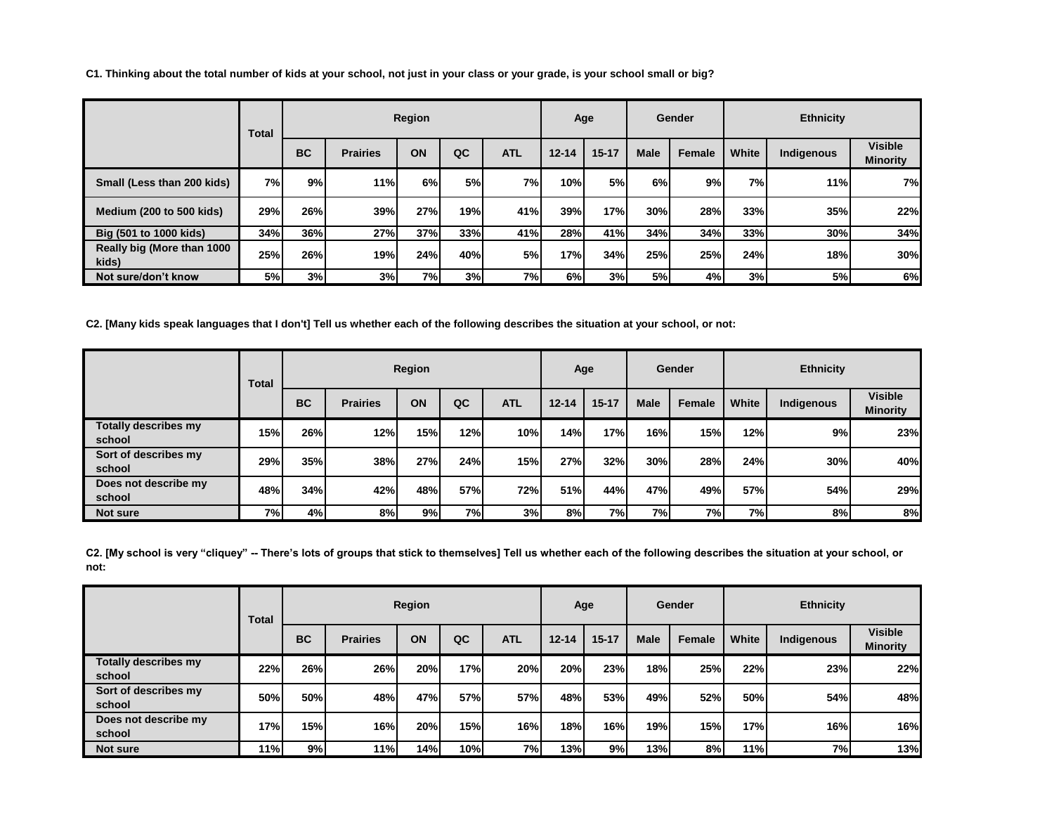**C1. Thinking about the total number of kids at your school, not just in your class or your grade, is your school small or big?**

| | Total | Region | | | | | Age | | Gender | | Ethnicity | | |
|---|---|---|---|---|---|---|---|---|---|---|---|---|---|
| | | BC | Prairies | ON | QC | ATL | 12-14 | 15-17 | Male | Female | White | Indigenous | Visible Minority |
| Small (Less than 200 kids) | 7% | 9% | 11% | 6% | 5% | 7% | 10% | 5% | 6% | 9% | 7% | 11% | 7% |
| Medium (200 to 500 kids) | 29% | 26% | 39% | 27% | 19% | 41% | 39% | 17% | 30% | 28% | 33% | 35% | 22% |
| Big (501 to 1000 kids) | 34% | 36% | 27% | 37% | 33% | 41% | 28% | 41% | 34% | 34% | 33% | 30% | 34% |
| Really big (More than 1000 kids) | 25% | 26% | 19% | 24% | 40% | 5% | 17% | 34% | 25% | 25% | 24% | 18% | 30% |
| Not sure/don't know | 5% | 3% | 3% | 7% | 3% | 7% | 6% | 3% | 5% | 4% | 3% | 5% | 6% |

**C2. [Many kids speak languages that I don't] Tell us whether each of the following describes the situation at your school, or not:**

| | Total | Region | | | | | Age | | Gender | | Ethnicity | | |
|---|---|---|---|---|---|---|---|---|---|---|---|---|---|
| | | BC | Prairies | ON | QC | ATL | 12-14 | 15-17 | Male | Female | White | Indigenous | Visible Minority |
| Totally describes my school | 15% | 26% | 12% | 15% | 12% | 10% | 14% | 17% | 16% | 15% | 12% | 9% | 23% |
| Sort of describes my school | 29% | 35% | 38% | 27% | 24% | 15% | 27% | 32% | 30% | 28% | 24% | 30% | 40% |
| Does not describe my school | 48% | 34% | 42% | 48% | 57% | 72% | 51% | 44% | 47% | 49% | 57% | 54% | 29% |
| Not sure | 7% | 4% | 8% | 9% | 7% | 3% | 8% | 7% | 7% | 7% | 7% | 8% | 8% |

**C2. [My school is very "cliquey" -- There's lots of groups that stick to themselves] Tell us whether each of the following describes the situation at your school, or not:**

| | Total | Region | | | | | Age | | Gender | | Ethnicity | | |
|---|---|---|---|---|---|---|---|---|---|---|---|---|---|
| | | BC | Prairies | ON | QC | ATL | 12-14 | 15-17 | Male | Female | White | Indigenous | Visible Minority |
| Totally describes my school | 22% | 26% | 26% | 20% | 17% | 20% | 20% | 23% | 18% | 25% | 22% | 23% | 22% |
| Sort of describes my school | 50% | 50% | 48% | 47% | 57% | 57% | 48% | 53% | 49% | 52% | 50% | 54% | 48% |
| Does not describe my school | 17% | 15% | 16% | 20% | 15% | 16% | 18% | 16% | 19% | 15% | 17% | 16% | 16% |
| Not sure | 11% | 9% | 11% | 14% | 10% | 7% | 13% | 9% | 13% | 8% | 11% | 7% | 13% |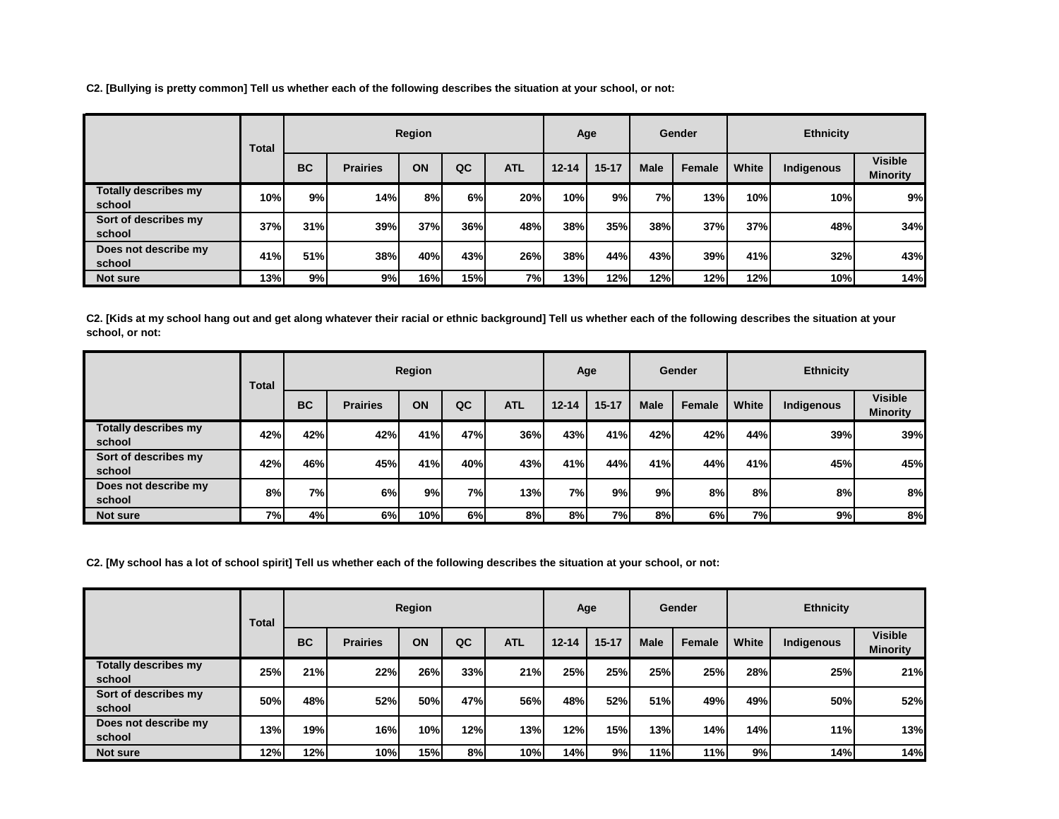**C2. [Bullying is pretty common] Tell us whether each of the following describes the situation at your school, or not:**

| | Total | Region | | | | | Age | | Gender | | Ethnicity | | |
|---|---|---|---|---|---|---|---|---|---|---|---|---|---|
| | | BC | Prairies | ON | QC | ATL | 12-14 | 15-17 | Male | Female | White | Indigenous | Visible Minority |
| Totally describes my school | 10% | 9% | 14% | 8% | 6% | 20% | 10% | 9% | 7% | 13% | 10% | 10% | 9% |
| Sort of describes my school | 37% | 31% | 39% | 37% | 36% | 48% | 38% | 35% | 38% | 37% | 37% | 48% | 34% |
| Does not describe my school | 41% | 51% | 38% | 40% | 43% | 26% | 38% | 44% | 43% | 39% | 41% | 32% | 43% |
| Not sure | 13% | 9% | 9% | 16% | 15% | 7% | 13% | 12% | 12% | 12% | 12% | 10% | 14% |

**C2. [Kids at my school hang out and get along whatever their racial or ethnic background] Tell us whether each of the following describes the situation at your school, or not:**

| | Total | Region | | | | | Age | | Gender | | Ethnicity | | |
|---|---|---|---|---|---|---|---|---|---|---|---|---|---|
| | | BC | Prairies | ON | QC | ATL | 12-14 | 15-17 | Male | Female | White | Indigenous | Visible Minority |
| Totally describes my school | 42% | 42% | 42% | 41% | 47% | 36% | 43% | 41% | 42% | 42% | 44% | 39% | 39% |
| Sort of describes my school | 42% | 46% | 45% | 41% | 40% | 43% | 41% | 44% | 41% | 44% | 41% | 45% | 45% |
| Does not describe my school | 8% | 7% | 6% | 9% | 7% | 13% | 7% | 9% | 9% | 8% | 8% | 8% | 8% |
| Not sure | 7% | 4% | 6% | 10% | 6% | 8% | 8% | 7% | 8% | 6% | 7% | 9% | 8% |

**C2. [My school has a lot of school spirit] Tell us whether each of the following describes the situation at your school, or not:**

| | Total | Region | | | | | Age | | Gender | | Ethnicity | | |
|---|---|---|---|---|---|---|---|---|---|---|---|---|---|
| | | BC | Prairies | ON | QC | ATL | 12-14 | 15-17 | Male | Female | White | Indigenous | Visible Minority |
| Totally describes my school | 25% | 21% | 22% | 26% | 33% | 21% | 25% | 25% | 25% | 25% | 28% | 25% | 21% |
| Sort of describes my school | 50% | 48% | 52% | 50% | 47% | 56% | 48% | 52% | 51% | 49% | 49% | 50% | 52% |
| Does not describe my school | 13% | 19% | 16% | 10% | 12% | 13% | 12% | 15% | 13% | 14% | 14% | 11% | 13% |
| Not sure | 12% | 12% | 10% | 15% | 8% | 10% | 14% | 9% | 11% | 11% | 9% | 14% | 14% |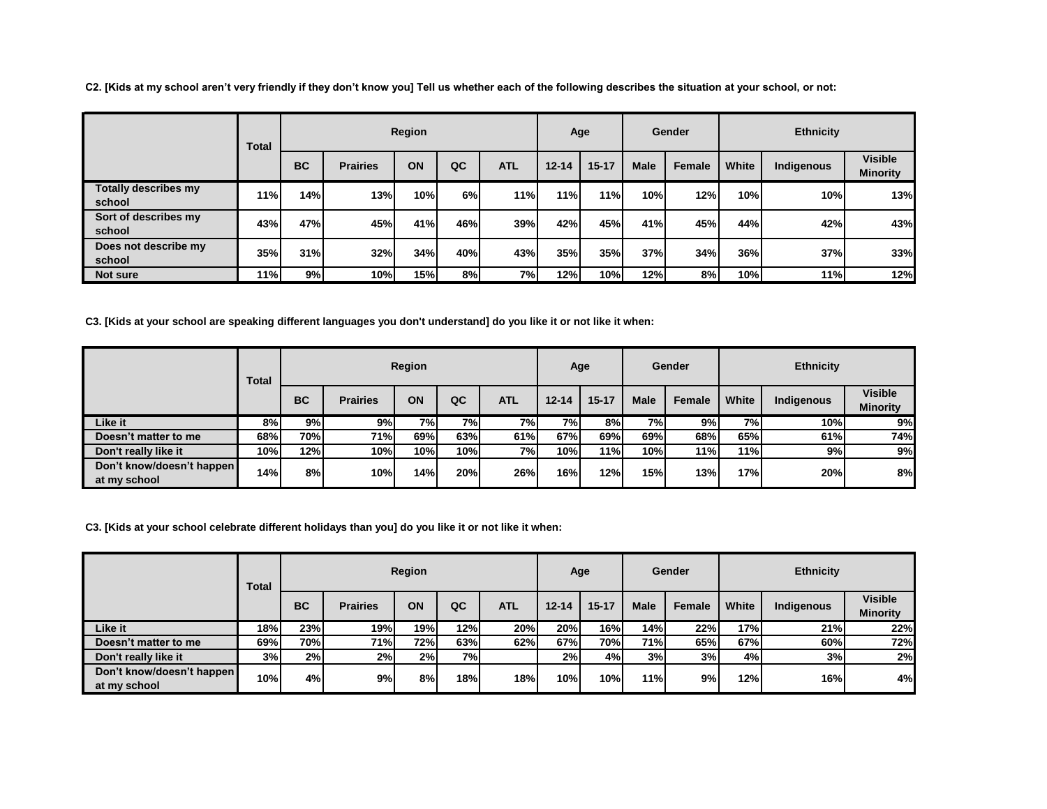**C2. [Kids at my school aren't very friendly if they don't know you] Tell us whether each of the following describes the situation at your school, or not:**

| | Total | Region | | | | | Age | | Gender | | Ethnicity | | |
|---|---|---|---|---|---|---|---|---|---|---|---|---|---|
| | | BC | Prairies | ON | QC | ATL | 12-14 | 15-17 | Male | Female | White | Indigenous | Visible Minority |
| Totally describes my school | 11% | 14% | 13% | 10% | 6% | 11% | 11% | 11% | 10% | 12% | 10% | 10% | 13% |
| Sort of describes my school | 43% | 47% | 45% | 41% | 46% | 39% | 42% | 45% | 41% | 45% | 44% | 42% | 43% |
| Does not describe my school | 35% | 31% | 32% | 34% | 40% | 43% | 35% | 35% | 37% | 34% | 36% | 37% | 33% |
| Not sure | 11% | 9% | 10% | 15% | 8% | 7% | 12% | 10% | 12% | 8% | 10% | 11% | 12% |

**C3. [Kids at your school are speaking different languages you don't understand] do you like it or not like it when:**

| | Total | Region | | | | | Age | | Gender | | Ethnicity | | |
|---|---|---|---|---|---|---|---|---|---|---|---|---|---|
| | | BC | Prairies | ON | QC | ATL | 12-14 | 15-17 | Male | Female | White | Indigenous | Visible Minority |
| Like it | 8% | 9% | 9% | 7% | 7% | 7% | 7% | 8% | 7% | 9% | 7% | 10% | 9% |
| Doesn't matter to me | 68% | 70% | 71% | 69% | 63% | 61% | 67% | 69% | 69% | 68% | 65% | 61% | 74% |
| Don't really like it | 10% | 12% | 10% | 10% | 10% | 7% | 10% | 11% | 10% | 11% | 11% | 9% | 9% |
| Don't know/doesn't happen at my school | 14% | 8% | 10% | 14% | 20% | 26% | 16% | 12% | 15% | 13% | 17% | 20% | 8% |

**C3. [Kids at your school celebrate different holidays than you] do you like it or not like it when:**

| | Total | Region | | | | | Age | | Gender | | Ethnicity | | |
|---|---|---|---|---|---|---|---|---|---|---|---|---|---|
| | | BC | Prairies | ON | QC | ATL | 12-14 | 15-17 | Male | Female | White | Indigenous | Visible Minority |
| Like it | 18% | 23% | 19% | 19% | 12% | 20% | 20% | 16% | 14% | 22% | 17% | 21% | 22% |
| Doesn't matter to me | 69% | 70% | 71% | 72% | 63% | 62% | 67% | 70% | 71% | 65% | 67% | 60% | 72% |
| Don't really like it | 3% | 2% | 2% | 2% | 7% | | 2% | 4% | 3% | 3% | 4% | 3% | 2% |
| Don't know/doesn't happen at my school | 10% | 4% | 9% | 8% | 18% | 18% | 10% | 10% | 11% | 9% | 12% | 16% | 4% |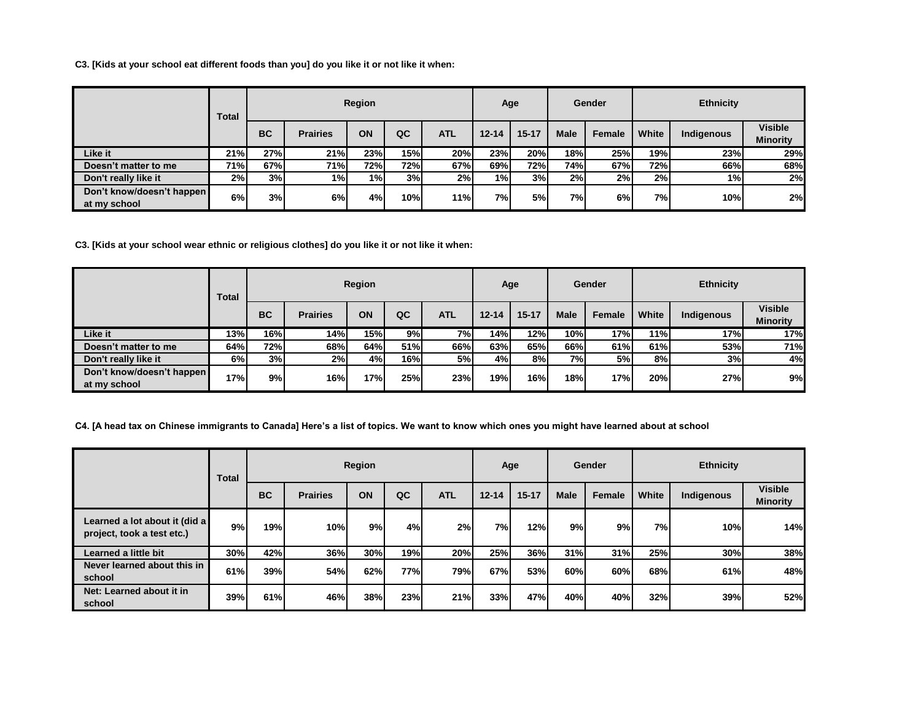**C3. [Kids at your school eat different foods than you] do you like it or not like it when:**

| | Total | Region | | | | | Age | | Gender | | Ethnicity | | |
|---|---|---|---|---|---|---|---|---|---|---|---|---|---|
| | | BC | Prairies | ON | QC | ATL | 12-14 | 15-17 | Male | Female | White | Indigenous | Visible Minority |
| Like it | 21% | 27% | 21% | 23% | 15% | 20% | 23% | 20% | 18% | 25% | 19% | 23% | 29% |
| Doesn't matter to me | 71% | 67% | 71% | 72% | 72% | 67% | 69% | 72% | 74% | 67% | 72% | 66% | 68% |
| Don't really like it | 2% | 3% | 1% | 1% | 3% | 2% | 1% | 3% | 2% | 2% | 2% | 1% | 2% |
| Don't know/doesn't happen at my school | 6% | 3% | 6% | 4% | 10% | 11% | 7% | 5% | 7% | 6% | 7% | 10% | 2% |

**C3. [Kids at your school wear ethnic or religious clothes] do you like it or not like it when:**

| | Total | Region | | | | | Age | | Gender | | Ethnicity | | |
|---|---|---|---|---|---|---|---|---|---|---|---|---|---|
| | | BC | Prairies | ON | QC | ATL | 12-14 | 15-17 | Male | Female | White | Indigenous | Visible Minority |
| Like it | 13% | 16% | 14% | 15% | 9% | 7% | 14% | 12% | 10% | 17% | 11% | 17% | 17% |
| Doesn't matter to me | 64% | 72% | 68% | 64% | 51% | 66% | 63% | 65% | 66% | 61% | 61% | 53% | 71% |
| Don't really like it | 6% | 3% | 2% | 4% | 16% | 5% | 4% | 8% | 7% | 5% | 8% | 3% | 4% |
| Don't know/doesn't happen at my school | 17% | 9% | 16% | 17% | 25% | 23% | 19% | 16% | 18% | 17% | 20% | 27% | 9% |

**C4. [A head tax on Chinese immigrants to Canada] Here's a list of topics. We want to know which ones you might have learned about at school**

| | Total | Region | | | | | Age | | Gender | | Ethnicity | | |
|---|---|---|---|---|---|---|---|---|---|---|---|---|---|
| | | BC | Prairies | ON | QC | ATL | 12-14 | 15-17 | Male | Female | White | Indigenous | Visible Minority |
| Learned a lot about it (did a project, took a test etc.) | 9% | 19% | 10% | 9% | 4% | 2% | 7% | 12% | 9% | 9% | 7% | 10% | 14% |
| Learned a little bit | 30% | 42% | 36% | 30% | 19% | 20% | 25% | 36% | 31% | 31% | 25% | 30% | 38% |
| Never learned about this in school | 61% | 39% | 54% | 62% | 77% | 79% | 67% | 53% | 60% | 60% | 68% | 61% | 48% |
| Net: Learned about it in school | 39% | 61% | 46% | 38% | 23% | 21% | 33% | 47% | 40% | 40% | 32% | 39% | 52% |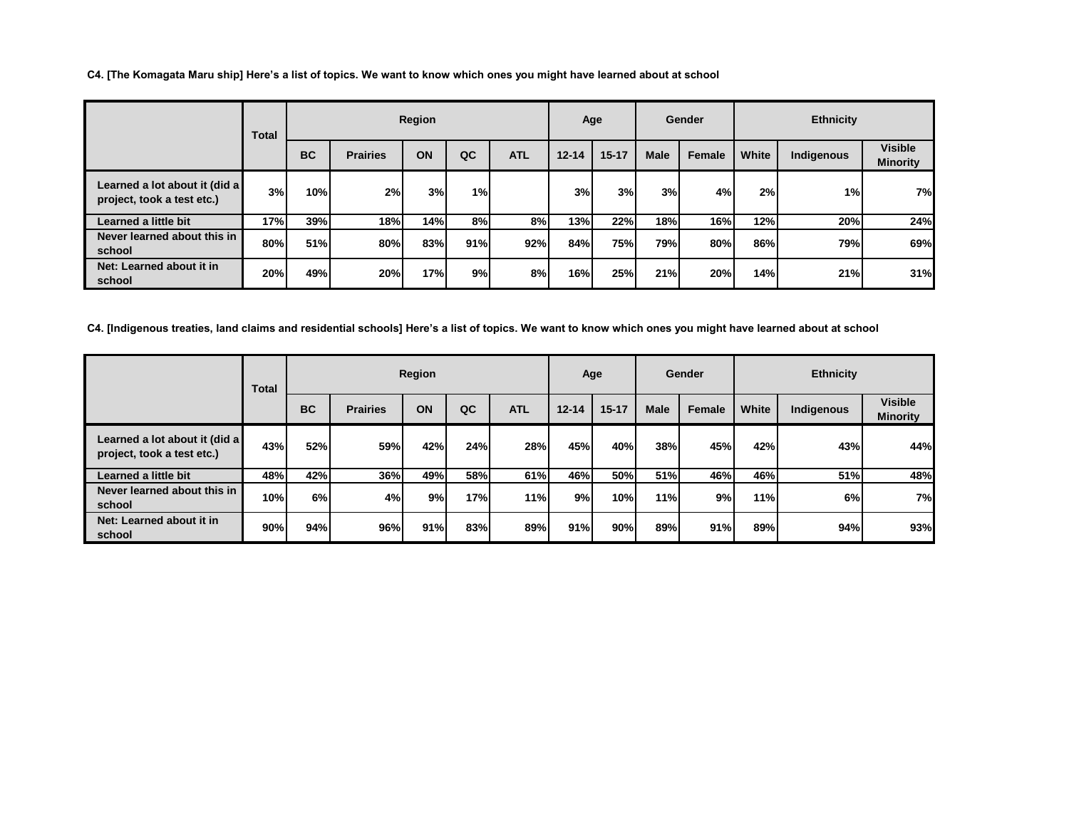**C4. [The Komagata Maru ship] Here's a list of topics. We want to know which ones you might have learned about at school**

| | Total | Region | | | | | Age | | Gender | | Ethnicity | | |
|---|---|---|---|---|---|---|---|---|---|---|---|---|---|
| | | BC | Prairies | ON | QC | ATL | 12-14 | 15-17 | Male | Female | White | Indigenous | Visible Minority |
| **Learned a lot about it (did a project, took a test etc.)** | 3% | 10% | 2% | 3% | 1% | | 3% | 3% | 3% | 4% | 2% | 1% | 7% |
| **Learned a little bit** | 17% | 39% | 18% | 14% | 8% | 8% | 13% | 22% | 18% | 16% | 12% | 20% | 24% |
| **Never learned about this in school** | 80% | 51% | 80% | 83% | 91% | 92% | 84% | 75% | 79% | 80% | 86% | 79% | 69% |
| **Net: Learned about it in school** | 20% | 49% | 20% | 17% | 9% | 8% | 16% | 25% | 21% | 20% | 14% | 21% | 31% |

**C4. [Indigenous treaties, land claims and residential schools] Here's a list of topics. We want to know which ones you might have learned about at school**

| | Total | Region | | | | | Age | | Gender | | Ethnicity | | |
|---|---|---|---|---|---|---|---|---|---|---|---|---|---|
| | | BC | Prairies | ON | QC | ATL | 12-14 | 15-17 | Male | Female | White | Indigenous | Visible Minority |
| **Learned a lot about it (did a project, took a test etc.)** | 43% | 52% | 59% | 42% | 24% | 28% | 45% | 40% | 38% | 45% | 42% | 43% | 44% |
| **Learned a little bit** | 48% | 42% | 36% | 49% | 58% | 61% | 46% | 50% | 51% | 46% | 46% | 51% | 48% |
| **Never learned about this in school** | 10% | 6% | 4% | 9% | 17% | 11% | 9% | 10% | 11% | 9% | 11% | 6% | 7% |
| **Net: Learned about it in school** | 90% | 94% | 96% | 91% | 83% | 89% | 91% | 90% | 89% | 91% | 89% | 94% | 93% |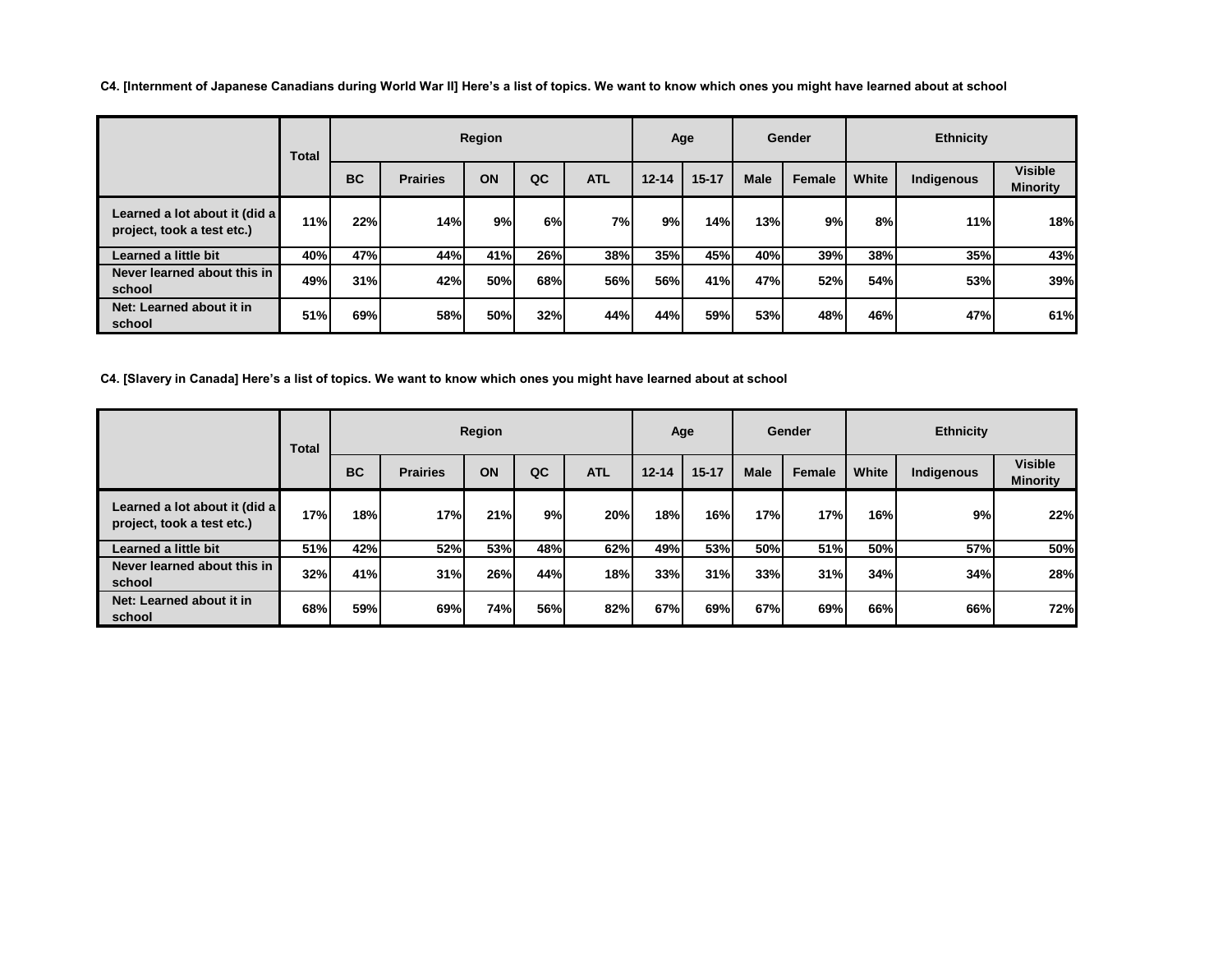**C4. [Internment of Japanese Canadians during World War II] Here's a list of topics. We want to know which ones you might have learned about at school**

| | Total | Region | | | | | Age | | Gender | | Ethnicity | | |
|---|---|---|---|---|---|---|---|---|---|---|---|---|---|
| | | BC | Prairies | ON | QC | ATL | 12-14 | 15-17 | Male | Female | White | Indigenous | Visible Minority |
| Learned a lot about it (did a project, took a test etc.) | 11% | 22% | 14% | 9% | 6% | 7% | 9% | 14% | 13% | 9% | 8% | 11% | 18% |
| Learned a little bit | 40% | 47% | 44% | 41% | 26% | 38% | 35% | 45% | 40% | 39% | 38% | 35% | 43% |
| Never learned about this in school | 49% | 31% | 42% | 50% | 68% | 56% | 56% | 41% | 47% | 52% | 54% | 53% | 39% |
| Net: Learned about it in school | 51% | 69% | 58% | 50% | 32% | 44% | 44% | 59% | 53% | 48% | 46% | 47% | 61% |

**C4. [Slavery in Canada] Here's a list of topics. We want to know which ones you might have learned about at school**

| | Total | Region | | | | | Age | | Gender | | Ethnicity | | |
|---|---|---|---|---|---|---|---|---|---|---|---|---|---|
| | | BC | Prairies | ON | QC | ATL | 12-14 | 15-17 | Male | Female | White | Indigenous | Visible Minority |
| Learned a lot about it (did a project, took a test etc.) | 17% | 18% | 17% | 21% | 9% | 20% | 18% | 16% | 17% | 17% | 16% | 9% | 22% |
| Learned a little bit | 51% | 42% | 52% | 53% | 48% | 62% | 49% | 53% | 50% | 51% | 50% | 57% | 50% |
| Never learned about this in school | 32% | 41% | 31% | 26% | 44% | 18% | 33% | 31% | 33% | 31% | 34% | 34% | 28% |
| Net: Learned about it in school | 68% | 59% | 69% | 74% | 56% | 82% | 67% | 69% | 67% | 69% | 66% | 66% | 72% |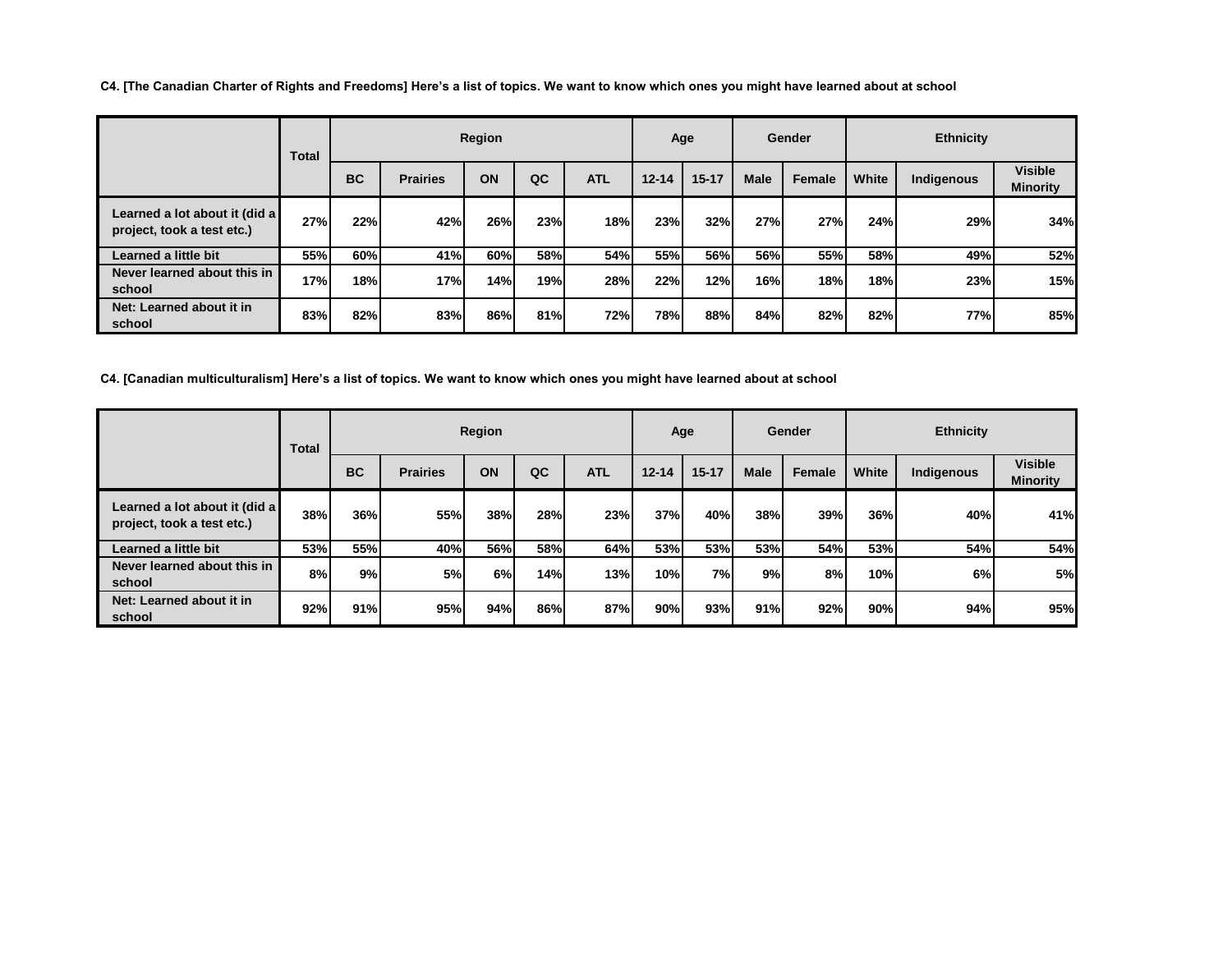**C4. [The Canadian Charter of Rights and Freedoms] Here's a list of topics. We want to know which ones you might have learned about at school**

| | Total | Region | | | | | Age | | Gender | | Ethnicity | | |
|---|---|---|---|---|---|---|---|---|---|---|---|---|---|
| | | BC | Prairies | ON | QC | ATL | 12-14 | 15-17 | Male | Female | White | Indigenous | Visible Minority |
| Learned a lot about it (did a project, took a test etc.) | 27% | 22% | 42% | 26% | 23% | 18% | 23% | 32% | 27% | 27% | 24% | 29% | 34% |
| Learned a little bit | 55% | 60% | 41% | 60% | 58% | 54% | 55% | 56% | 56% | 55% | 58% | 49% | 52% |
| Never learned about this in school | 17% | 18% | 17% | 14% | 19% | 28% | 22% | 12% | 16% | 18% | 18% | 23% | 15% |
| Net: Learned about it in school | 83% | 82% | 83% | 86% | 81% | 72% | 78% | 88% | 84% | 82% | 82% | 77% | 85% |

**C4. [Canadian multiculturalism] Here's a list of topics. We want to know which ones you might have learned about at school**

| | Total | Region | | | | | Age | | Gender | | Ethnicity | | |
|---|---|---|---|---|---|---|---|---|---|---|---|---|---|
| | | BC | Prairies | ON | QC | ATL | 12-14 | 15-17 | Male | Female | White | Indigenous | Visible Minority |
| Learned a lot about it (did a project, took a test etc.) | 38% | 36% | 55% | 38% | 28% | 23% | 37% | 40% | 38% | 39% | 36% | 40% | 41% |
| Learned a little bit | 53% | 55% | 40% | 56% | 58% | 64% | 53% | 53% | 53% | 54% | 53% | 54% | 54% |
| Never learned about this in school | 8% | 9% | 5% | 6% | 14% | 13% | 10% | 7% | 9% | 8% | 10% | 6% | 5% |
| Net: Learned about it in school | 92% | 91% | 95% | 94% | 86% | 87% | 90% | 93% | 91% | 92% | 90% | 94% | 95% |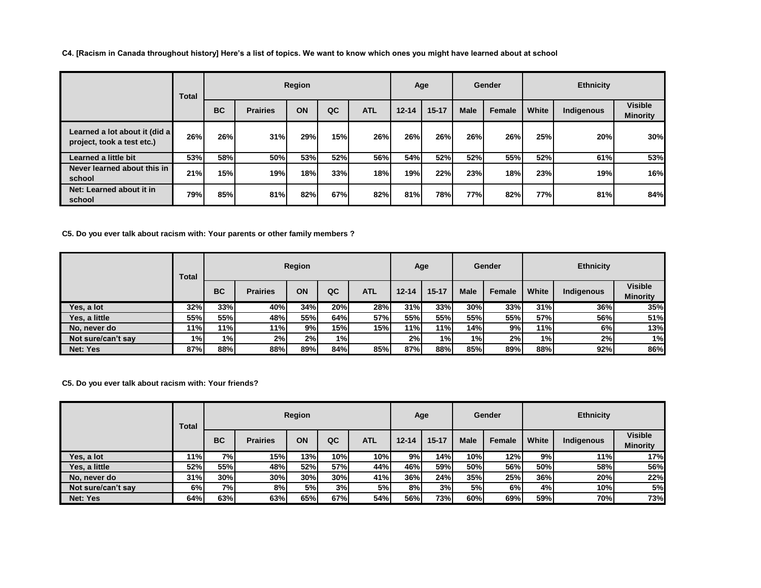**C4. [Racism in Canada throughout history] Here's a list of topics. We want to know which ones you might have learned about at school**

| | Total | Region | | | | | Age | | Gender | | Ethnicity | | |
|---|---|---|---|---|---|---|---|---|---|---|---|---|---|
| | | BC | Prairies | ON | QC | ATL | 12-14 | 15-17 | Male | Female | White | Indigenous | Visible Minority |
| Learned a lot about it (did a project, took a test etc.) | 26% | 26% | 31% | 29% | 15% | 26% | 26% | 26% | 26% | 26% | 25% | 20% | 30% |
| Learned a little bit | 53% | 58% | 50% | 53% | 52% | 56% | 54% | 52% | 52% | 55% | 52% | 61% | 53% |
| Never learned about this in school | 21% | 15% | 19% | 18% | 33% | 18% | 19% | 22% | 23% | 18% | 23% | 19% | 16% |
| Net: Learned about it in school | 79% | 85% | 81% | 82% | 67% | 82% | 81% | 78% | 77% | 82% | 77% | 81% | 84% |

**C5. Do you ever talk about racism with: Your parents or other family members ?**

| | Total | Region | | | | | Age | | Gender | | Ethnicity | | |
|---|---|---|---|---|---|---|---|---|---|---|---|---|---|
| | | BC | Prairies | ON | QC | ATL | 12-14 | 15-17 | Male | Female | White | Indigenous | Visible Minority |
| Yes, a lot | 32% | 33% | 40% | 34% | 20% | 28% | 31% | 33% | 30% | 33% | 31% | 36% | 35% |
| Yes, a little | 55% | 55% | 48% | 55% | 64% | 57% | 55% | 55% | 55% | 55% | 57% | 56% | 51% |
| No, never do | 11% | 11% | 11% | 9% | 15% | 15% | 11% | 11% | 14% | 9% | 11% | 6% | 13% |
| Not sure/can't say | 1% | 1% | 2% | 2% | 1% | | 2% | 1% | 1% | 2% | 1% | 2% | 1% |
| Net: Yes | 87% | 88% | 88% | 89% | 84% | 85% | 87% | 88% | 85% | 89% | 88% | 92% | 86% |

**C5. Do you ever talk about racism with: Your friends?**

| | Total | Region | | | | | Age | | Gender | | Ethnicity | | |
|---|---|---|---|---|---|---|---|---|---|---|---|---|---|
| | | BC | Prairies | ON | QC | ATL | 12-14 | 15-17 | Male | Female | White | Indigenous | Visible Minority |
| Yes, a lot | 11% | 7% | 15% | 13% | 10% | 10% | 9% | 14% | 10% | 12% | 9% | 11% | 17% |
| Yes, a little | 52% | 55% | 48% | 52% | 57% | 44% | 46% | 59% | 50% | 56% | 50% | 58% | 56% |
| No, never do | 31% | 30% | 30% | 30% | 30% | 41% | 36% | 24% | 35% | 25% | 36% | 20% | 22% |
| Not sure/can't say | 6% | 7% | 8% | 5% | 3% | 5% | 8% | 3% | 5% | 6% | 4% | 10% | 5% |
| Net: Yes | 64% | 63% | 63% | 65% | 67% | 54% | 56% | 73% | 60% | 69% | 59% | 70% | 73% |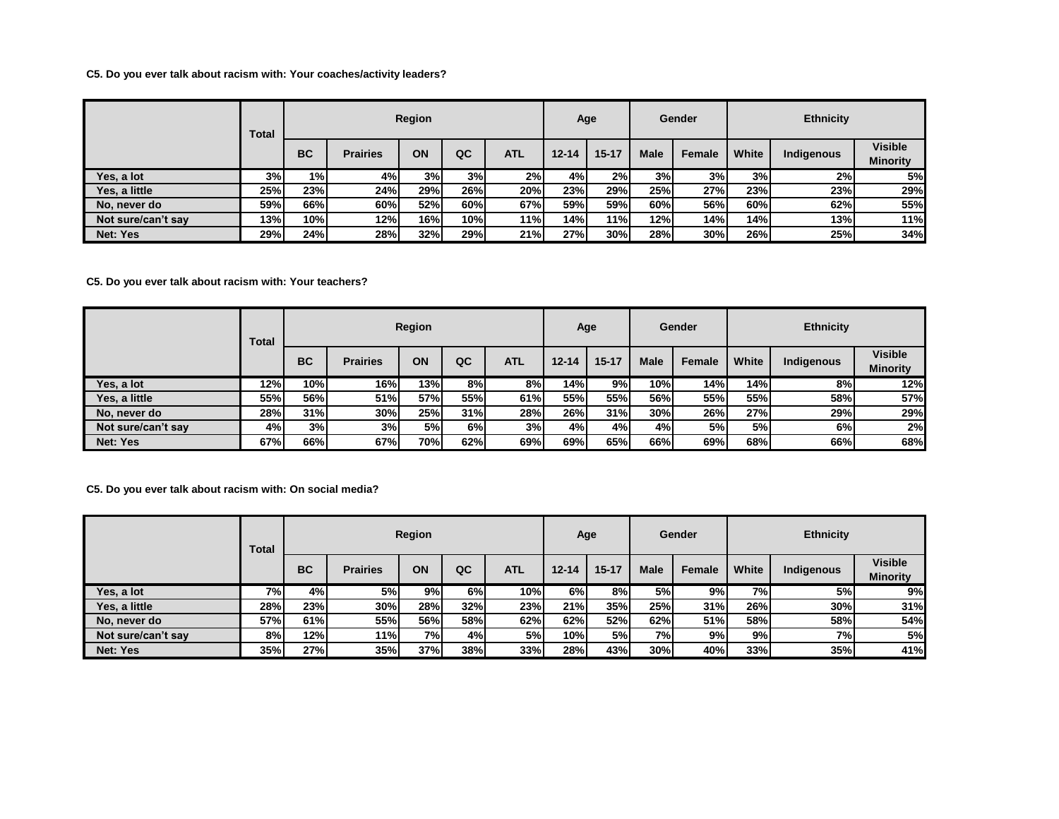**C5. Do you ever talk about racism with: Your coaches/activity leaders?**

| | Total | Region | | | | | Age | | Gender | | Ethnicity | | |
|---|---|---|---|---|---|---|---|---|---|---|---|---|---|
| | | BC | Prairies | ON | QC | ATL | 12-14 | 15-17 | Male | Female | White | Indigenous | Visible Minority |
| Yes, a lot | 3% | 1% | 4% | 3% | 3% | 2% | 4% | 2% | 3% | 3% | 3% | 2% | 5% |
| Yes, a little | 25% | 23% | 24% | 29% | 26% | 20% | 23% | 29% | 25% | 27% | 23% | 23% | 29% |
| No, never do | 59% | 66% | 60% | 52% | 60% | 67% | 59% | 59% | 60% | 56% | 60% | 62% | 55% |
| Not sure/can't say | 13% | 10% | 12% | 16% | 10% | 11% | 14% | 11% | 12% | 14% | 14% | 13% | 11% |
| Net: Yes | 29% | 24% | 28% | 32% | 29% | 21% | 27% | 30% | 28% | 30% | 26% | 25% | 34% |

**C5. Do you ever talk about racism with: Your teachers?**

| | Total | Region | | | | | Age | | Gender | | Ethnicity | | |
|---|---|---|---|---|---|---|---|---|---|---|---|---|---|
| | | BC | Prairies | ON | QC | ATL | 12-14 | 15-17 | Male | Female | White | Indigenous | Visible Minority |
| Yes, a lot | 12% | 10% | 16% | 13% | 8% | 8% | 14% | 9% | 10% | 14% | 14% | 8% | 12% |
| Yes, a little | 55% | 56% | 51% | 57% | 55% | 61% | 55% | 55% | 56% | 55% | 55% | 58% | 57% |
| No, never do | 28% | 31% | 30% | 25% | 31% | 28% | 26% | 31% | 30% | 26% | 27% | 29% | 29% |
| Not sure/can't say | 4% | 3% | 3% | 5% | 6% | 3% | 4% | 4% | 4% | 5% | 5% | 6% | 2% |
| Net: Yes | 67% | 66% | 67% | 70% | 62% | 69% | 69% | 65% | 66% | 69% | 68% | 66% | 68% |

**C5. Do you ever talk about racism with: On social media?**

| | Total | Region | | | | | Age | | Gender | | Ethnicity | | |
|---|---|---|---|---|---|---|---|---|---|---|---|---|---|
| | | BC | Prairies | ON | QC | ATL | 12-14 | 15-17 | Male | Female | White | Indigenous | Visible Minority |
| Yes, a lot | 7% | 4% | 5% | 9% | 6% | 10% | 6% | 8% | 5% | 9% | 7% | 5% | 9% |
| Yes, a little | 28% | 23% | 30% | 28% | 32% | 23% | 21% | 35% | 25% | 31% | 26% | 30% | 31% |
| No, never do | 57% | 61% | 55% | 56% | 58% | 62% | 62% | 52% | 62% | 51% | 58% | 58% | 54% |
| Not sure/can't say | 8% | 12% | 11% | 7% | 4% | 5% | 10% | 5% | 7% | 9% | 9% | 7% | 5% |
| Net: Yes | 35% | 27% | 35% | 37% | 38% | 33% | 28% | 43% | 30% | 40% | 33% | 35% | 41% |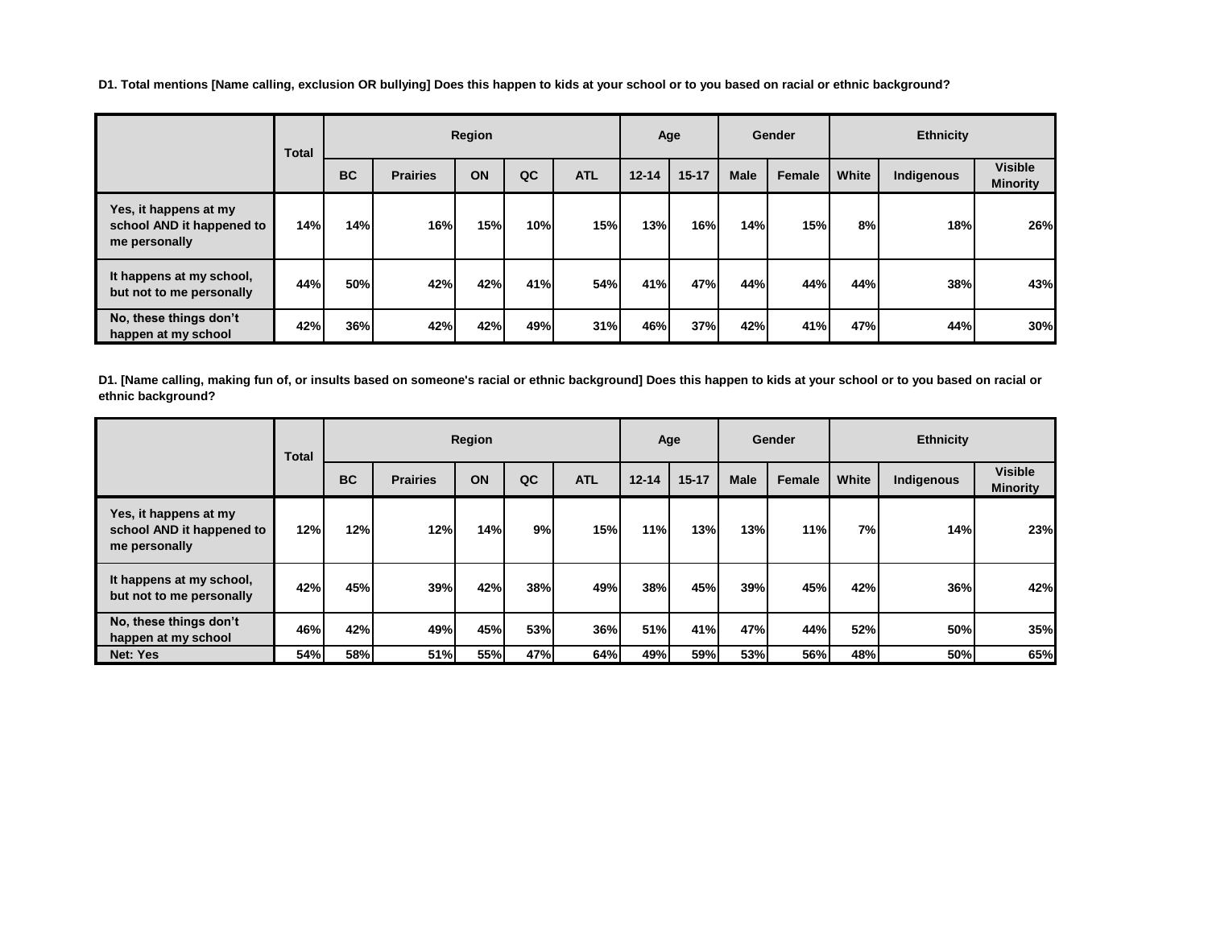**D1. Total mentions [Name calling, exclusion OR bullying] Does this happen to kids at your school or to you based on racial or ethnic background?**

| | Total | Region | | | | | Age | | Gender | | Ethnicity | | |
|---|---|---|---|---|---|---|---|---|---|---|---|---|---|
| | | BC | Prairies | ON | QC | ATL | 12-14 | 15-17 | Male | Female | White | Indigenous | Visible Minority |
| Yes, it happens at my school AND it happened to me personally | 14% | 14% | 16% | 15% | 10% | 15% | 13% | 16% | 14% | 15% | 8% | 18% | 26% |
| It happens at my school, but not to me personally | 44% | 50% | 42% | 42% | 41% | 54% | 41% | 47% | 44% | 44% | 44% | 38% | 43% |
| No, these things don't happen at my school | 42% | 36% | 42% | 42% | 49% | 31% | 46% | 37% | 42% | 41% | 47% | 44% | 30% |

**D1. [Name calling, making fun of, or insults based on someone's racial or ethnic background] Does this happen to kids at your school or to you based on racial or ethnic background?**

| | Total | Region | | | | | Age | | Gender | | Ethnicity | | |
|---|---|---|---|---|---|---|---|---|---|---|---|---|---|
| | | BC | Prairies | ON | QC | ATL | 12-14 | 15-17 | Male | Female | White | Indigenous | Visible Minority |
| Yes, it happens at my school AND it happened to me personally | 12% | 12% | 12% | 14% | 9% | 15% | 11% | 13% | 13% | 11% | 7% | 14% | 23% |
| It happens at my school, but not to me personally | 42% | 45% | 39% | 42% | 38% | 49% | 38% | 45% | 39% | 45% | 42% | 36% | 42% |
| No, these things don't happen at my school | 46% | 42% | 49% | 45% | 53% | 36% | 51% | 41% | 47% | 44% | 52% | 50% | 35% |
| Net: Yes | 54% | 58% | 51% | 55% | 47% | 64% | 49% | 59% | 53% | 56% | 48% | 50% | 65% |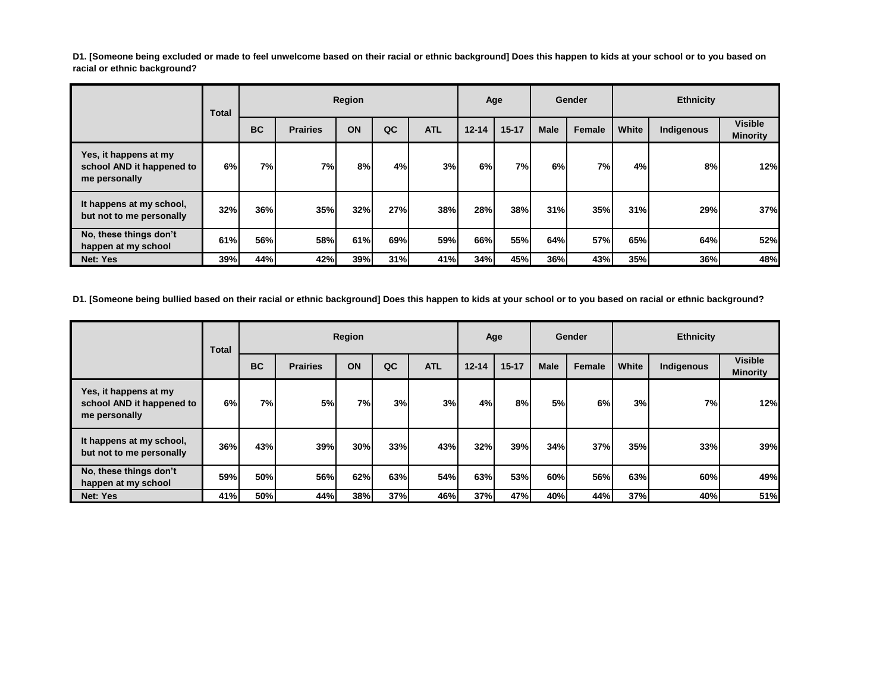**D1. [Someone being excluded or made to feel unwelcome based on their racial or ethnic background] Does this happen to kids at your school or to you based on racial or ethnic background?**

| | Total | Region | | | | | Age | | Gender | | Ethnicity | | |
|---|---|---|---|---|---|---|---|---|---|---|---|---|---|
| | | BC | Prairies | ON | QC | ATL | 12-14 | 15-17 | Male | Female | White | Indigenous | Visible Minority |
| Yes, it happens at my school AND it happened to me personally | 6% | 7% | 7% | 8% | 4% | 3% | 6% | 7% | 6% | 7% | 4% | 8% | 12% |
| It happens at my school, but not to me personally | 32% | 36% | 35% | 32% | 27% | 38% | 28% | 38% | 31% | 35% | 31% | 29% | 37% |
| No, these things don't happen at my school | 61% | 56% | 58% | 61% | 69% | 59% | 66% | 55% | 64% | 57% | 65% | 64% | 52% |
| Net: Yes | 39% | 44% | 42% | 39% | 31% | 41% | 34% | 45% | 36% | 43% | 35% | 36% | 48% |

**D1. [Someone being bullied based on their racial or ethnic background] Does this happen to kids at your school or to you based on racial or ethnic background?**

| | Total | Region | | | | | Age | | Gender | | Ethnicity | | |
|---|---|---|---|---|---|---|---|---|---|---|---|---|---|
| | | BC | Prairies | ON | QC | ATL | 12-14 | 15-17 | Male | Female | White | Indigenous | Visible Minority |
| Yes, it happens at my school AND it happened to me personally | 6% | 7% | 5% | 7% | 3% | 3% | 4% | 8% | 5% | 6% | 3% | 7% | 12% |
| It happens at my school, but not to me personally | 36% | 43% | 39% | 30% | 33% | 43% | 32% | 39% | 34% | 37% | 35% | 33% | 39% |
| No, these things don't happen at my school | 59% | 50% | 56% | 62% | 63% | 54% | 63% | 53% | 60% | 56% | 63% | 60% | 49% |
| Net: Yes | 41% | 50% | 44% | 38% | 37% | 46% | 37% | 47% | 40% | 44% | 37% | 40% | 51% |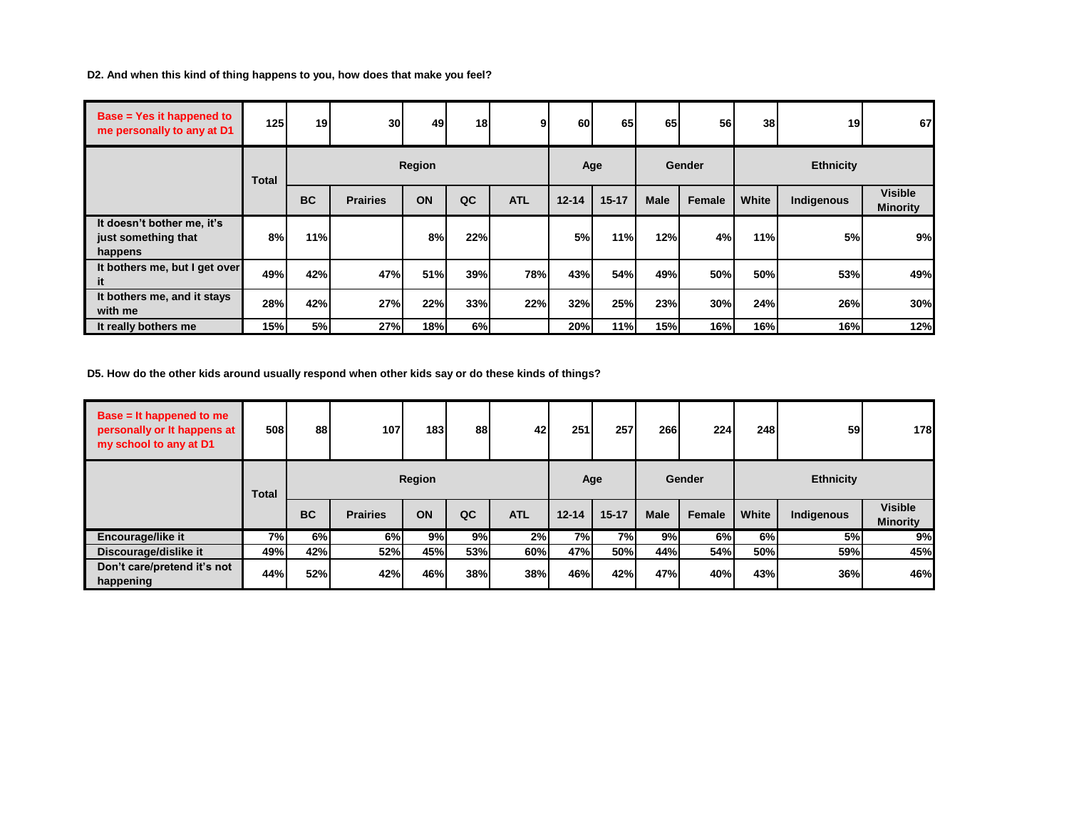**D2. And when this kind of thing happens to you, how does that make you feel?**

| Base = Yes it happened to me personally to any at D1 | 125 | 19 | 30 | 49 | 18 | 9 | 60 | 65 | 65 | 56 | 38 | 19 | 67 |
|---|---|---|---|---|---|---|---|---|---|---|---|---|---|
| | Total | Region | | | | | Age | | Gender | | Ethnicity | | |
| | | BC | Prairies | ON | QC | ATL | 12-14 | 15-17 | Male | Female | White | Indigenous | Visible Minority |
| It doesn't bother me, it's just something that happens | 8% | 11% | | 8% | 22% | | 5% | 11% | 12% | 4% | 11% | 5% | 9% |
| It bothers me, but I get over it | 49% | 42% | 47% | 51% | 39% | 78% | 43% | 54% | 49% | 50% | 50% | 53% | 49% |
| It bothers me, and it stays with me | 28% | 42% | 27% | 22% | 33% | 22% | 32% | 25% | 23% | 30% | 24% | 26% | 30% |
| It really bothers me | 15% | 5% | 27% | 18% | 6% | | 20% | 11% | 15% | 16% | 16% | 16% | 12% |

**D5. How do the other kids around usually respond when other kids say or do these kinds of things?**

| Base = It happened to me personally or It happens at my school to any at D1 | 508 | 88 | 107 | 183 | 88 | 42 | 251 | 257 | 266 | 224 | 248 | 59 | 178 |
|---|---|---|---|---|---|---|---|---|---|---|---|---|---|
| | Total | Region | | | | | Age | | Gender | | Ethnicity | | |
| | | BC | Prairies | ON | QC | ATL | 12-14 | 15-17 | Male | Female | White | Indigenous | Visible Minority |
| Encourage/like it | 7% | 6% | 6% | 9% | 9% | 2% | 7% | 7% | 9% | 6% | 6% | 5% | 9% |
| Discourage/dislike it | 49% | 42% | 52% | 45% | 53% | 60% | 47% | 50% | 44% | 54% | 50% | 59% | 45% |
| Don't care/pretend it's not happening | 44% | 52% | 42% | 46% | 38% | 38% | 46% | 42% | 47% | 40% | 43% | 36% | 46% |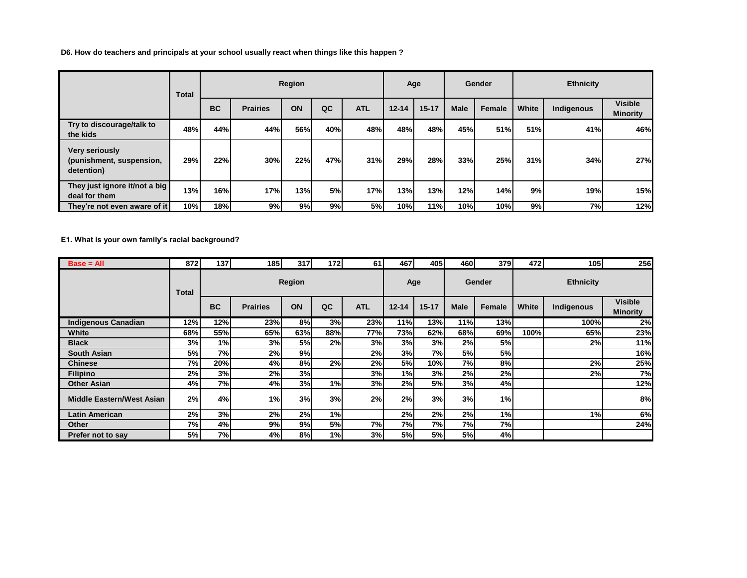**D6. How do teachers and principals at your school usually react when things like this happen ?**

| | Total | Region | | | | | Age | | Gender | | Ethnicity | | |
|---|---|---|---|---|---|---|---|---|---|---|---|---|---|
| | | BC | Prairies | ON | QC | ATL | 12-14 | 15-17 | Male | Female | White | Indigenous | Visible Minority |
| Try to discourage/talk to the kids | 48% | 44% | 44% | 56% | 40% | 48% | 48% | 48% | 45% | 51% | 51% | 41% | 46% |
| Very seriously (punishment, suspension, detention) | 29% | 22% | 30% | 22% | 47% | 31% | 29% | 28% | 33% | 25% | 31% | 34% | 27% |
| They just ignore it/not a big deal for them | 13% | 16% | 17% | 13% | 5% | 17% | 13% | 13% | 12% | 14% | 9% | 19% | 15% |
| They're not even aware of it | 10% | 18% | 9% | 9% | 9% | 5% | 10% | 11% | 10% | 10% | 9% | 7% | 12% |

**E1. What is your own family's racial background?**

| Base = All | 872 | 137 | 185 | 317 | 172 | 61 | 467 | 405 | 460 | 379 | 472 | 105 | 256 |
|---|---|---|---|---|---|---|---|---|---|---|---|---|---|
| | Total | Region | | | | | Age | | Gender | | Ethnicity | | |
| | | BC | Prairies | ON | QC | ATL | 12-14 | 15-17 | Male | Female | White | Indigenous | Visible Minority |
| Indigenous Canadian | 12% | 12% | 23% | 8% | 3% | 23% | 11% | 13% | 11% | 13% | | 100% | 2% |
| White | 68% | 55% | 65% | 63% | 88% | 77% | 73% | 62% | 68% | 69% | 100% | 65% | 23% |
| Black | 3% | 1% | 3% | 5% | 2% | 3% | 3% | 3% | 2% | 5% | | 2% | 11% |
| South Asian | 5% | 7% | 2% | 9% | | 2% | 3% | 7% | 5% | 5% | | | 16% |
| Chinese | 7% | 20% | 4% | 8% | 2% | 2% | 5% | 10% | 7% | 8% | | 2% | 25% |
| Filipino | 2% | 3% | 2% | 3% | | 3% | 1% | 3% | 2% | 2% | | 2% | 7% |
| Other Asian | 4% | 7% | 4% | 3% | 1% | 3% | 2% | 5% | 3% | 4% | | | 12% |
| Middle Eastern/West Asian | 2% | 4% | 1% | 3% | 3% | 2% | 2% | 3% | 3% | 1% | | | 8% |
| Latin American | 2% | 3% | 2% | 2% | 1% | | 2% | 2% | 2% | 1% | | 1% | 6% |
| Other | 7% | 4% | 9% | 9% | 5% | 7% | 7% | 7% | 7% | 7% | | | 24% |
| Prefer not to say | 5% | 7% | 4% | 8% | 1% | 3% | 5% | 5% | 5% | 4% | | | |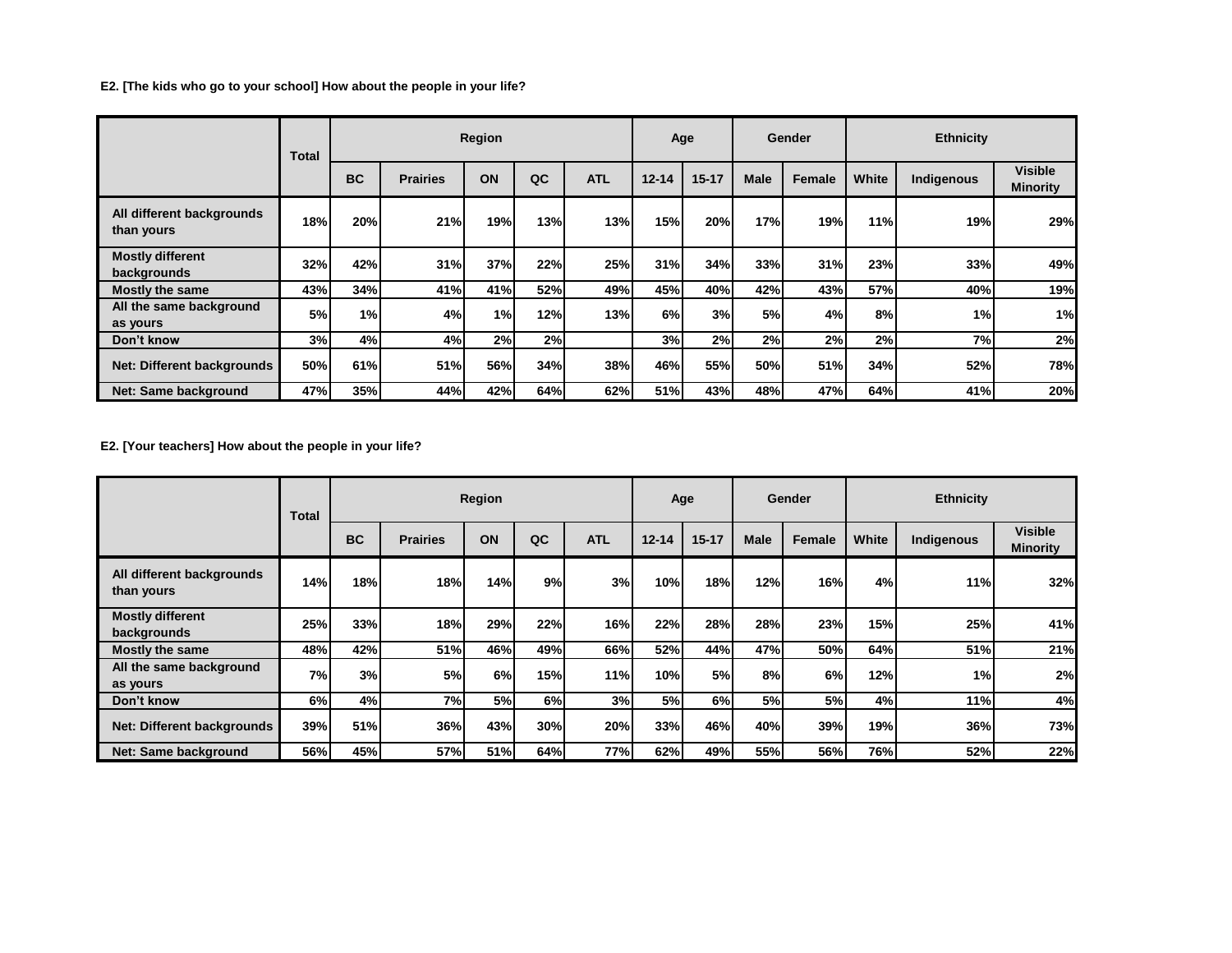**E2. [The kids who go to your school] How about the people in your life?**

| | Total | Region | | | | | Age | | Gender | | Ethnicity | | |
|---|---|---|---|---|---|---|---|---|---|---|---|---|---|
| | | BC | Prairies | ON | QC | ATL | 12-14 | 15-17 | Male | Female | White | Indigenous | Visible Minority |
| All different backgrounds than yours | 18% | 20% | 21% | 19% | 13% | 13% | 15% | 20% | 17% | 19% | 11% | 19% | 29% |
| Mostly different backgrounds | 32% | 42% | 31% | 37% | 22% | 25% | 31% | 34% | 33% | 31% | 23% | 33% | 49% |
| Mostly the same | 43% | 34% | 41% | 41% | 52% | 49% | 45% | 40% | 42% | 43% | 57% | 40% | 19% |
| All the same background as yours | 5% | 1% | 4% | 1% | 12% | 13% | 6% | 3% | 5% | 4% | 8% | 1% | 1% |
| Don't know | 3% | 4% | 4% | 2% | 2% | | 3% | 2% | 2% | 2% | 2% | 7% | 2% |
| Net: Different backgrounds | 50% | 61% | 51% | 56% | 34% | 38% | 46% | 55% | 50% | 51% | 34% | 52% | 78% |
| Net: Same background | 47% | 35% | 44% | 42% | 64% | 62% | 51% | 43% | 48% | 47% | 64% | 41% | 20% |

**E2. [Your teachers] How about the people in your life?**

| | Total | Region | | | | | Age | | Gender | | Ethnicity | | |
|---|---|---|---|---|---|---|---|---|---|---|---|---|---|
| | | BC | Prairies | ON | QC | ATL | 12-14 | 15-17 | Male | Female | White | Indigenous | Visible Minority |
| All different backgrounds than yours | 14% | 18% | 18% | 14% | 9% | 3% | 10% | 18% | 12% | 16% | 4% | 11% | 32% |
| Mostly different backgrounds | 25% | 33% | 18% | 29% | 22% | 16% | 22% | 28% | 28% | 23% | 15% | 25% | 41% |
| Mostly the same | 48% | 42% | 51% | 46% | 49% | 66% | 52% | 44% | 47% | 50% | 64% | 51% | 21% |
| All the same background as yours | 7% | 3% | 5% | 6% | 15% | 11% | 10% | 5% | 8% | 6% | 12% | 1% | 2% |
| Don't know | 6% | 4% | 7% | 5% | 6% | 3% | 5% | 6% | 5% | 5% | 4% | 11% | 4% |
| Net: Different backgrounds | 39% | 51% | 36% | 43% | 30% | 20% | 33% | 46% | 40% | 39% | 19% | 36% | 73% |
| Net: Same background | 56% | 45% | 57% | 51% | 64% | 77% | 62% | 49% | 55% | 56% | 76% | 52% | 22% |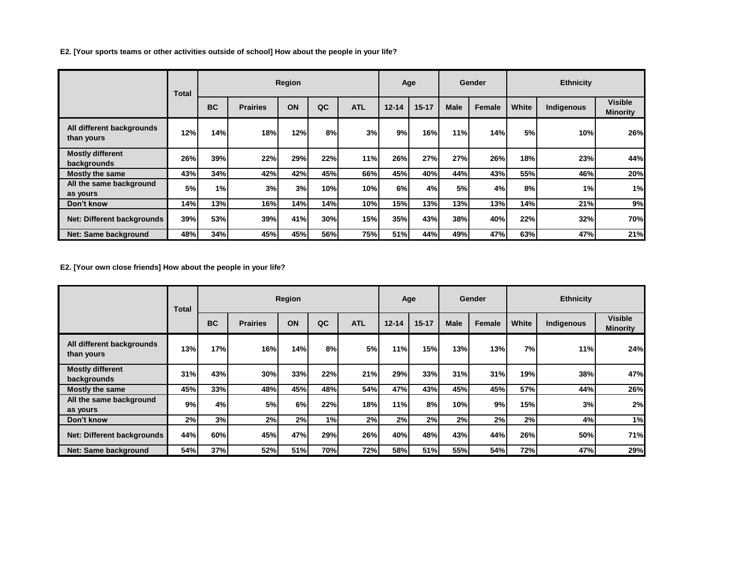**E2. [Your sports teams or other activities outside of school] How about the people in your life?**

| | Total | Region | | | | | Age | | Gender | | Ethnicity | | |
|---|---|---|---|---|---|---|---|---|---|---|---|---|---|
| | | BC | Prairies | ON | QC | ATL | 12-14 | 15-17 | Male | Female | White | Indigenous | Visible Minority |
| All different backgrounds than yours | 12% | 14% | 18% | 12% | 8% | 3% | 9% | 16% | 11% | 14% | 5% | 10% | 26% |
| Mostly different backgrounds | 26% | 39% | 22% | 29% | 22% | 11% | 26% | 27% | 27% | 26% | 18% | 23% | 44% |
| Mostly the same | 43% | 34% | 42% | 42% | 45% | 66% | 45% | 40% | 44% | 43% | 55% | 46% | 20% |
| All the same background as yours | 5% | 1% | 3% | 3% | 10% | 10% | 6% | 4% | 5% | 4% | 8% | 1% | 1% |
| Don't know | 14% | 13% | 16% | 14% | 14% | 10% | 15% | 13% | 13% | 13% | 14% | 21% | 9% |
| Net: Different backgrounds | 39% | 53% | 39% | 41% | 30% | 15% | 35% | 43% | 38% | 40% | 22% | 32% | 70% |
| Net: Same background | 48% | 34% | 45% | 45% | 56% | 75% | 51% | 44% | 49% | 47% | 63% | 47% | 21% |

**E2. [Your own close friends] How about the people in your life?**

| | Total | Region | | | | | Age | | Gender | | Ethnicity | | |
|---|---|---|---|---|---|---|---|---|---|---|---|---|---|
| | | BC | Prairies | ON | QC | ATL | 12-14 | 15-17 | Male | Female | White | Indigenous | Visible Minority |
| All different backgrounds than yours | 13% | 17% | 16% | 14% | 8% | 5% | 11% | 15% | 13% | 13% | 7% | 11% | 24% |
| Mostly different backgrounds | 31% | 43% | 30% | 33% | 22% | 21% | 29% | 33% | 31% | 31% | 19% | 38% | 47% |
| Mostly the same | 45% | 33% | 48% | 45% | 48% | 54% | 47% | 43% | 45% | 45% | 57% | 44% | 26% |
| All the same background as yours | 9% | 4% | 5% | 6% | 22% | 18% | 11% | 8% | 10% | 9% | 15% | 3% | 2% |
| Don't know | 2% | 3% | 2% | 2% | 1% | 2% | 2% | 2% | 2% | 2% | 2% | 4% | 1% |
| Net: Different backgrounds | 44% | 60% | 45% | 47% | 29% | 26% | 40% | 48% | 43% | 44% | 26% | 50% | 71% |
| Net: Same background | 54% | 37% | 52% | 51% | 70% | 72% | 58% | 51% | 55% | 54% | 72% | 47% | 29% |